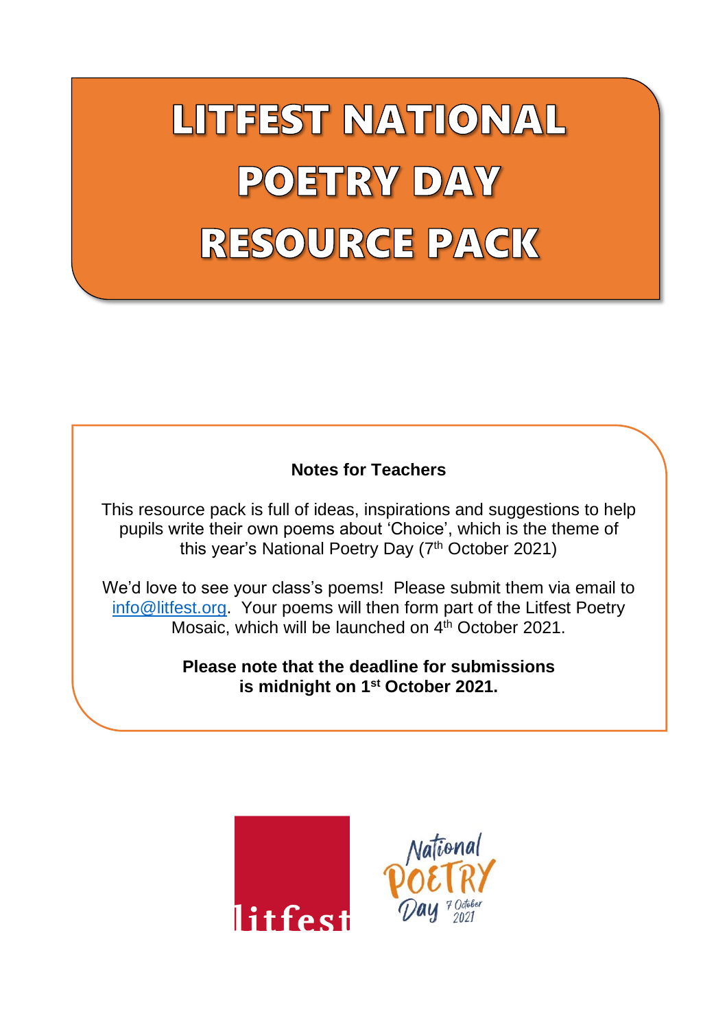# LITFEST NATIONAL POETRY DAY RESOURCE PACK

**Notes for Teachers**

This resource pack is full of ideas, inspirations and suggestions to help pupils write their own poems about 'Choice', which is the theme of this year's National Poetry Day (7th October 2021)

We'd love to see your class's poems! Please submit them via email to info@litfest.org. Your poems will then form part of the Litfest Poetry Mosaic, which will be launched on 4th October 2021.

**Please note that the deadline for submissions is midnight on 1st October 2021.**

litfest

National Poetry Day 7 October 2021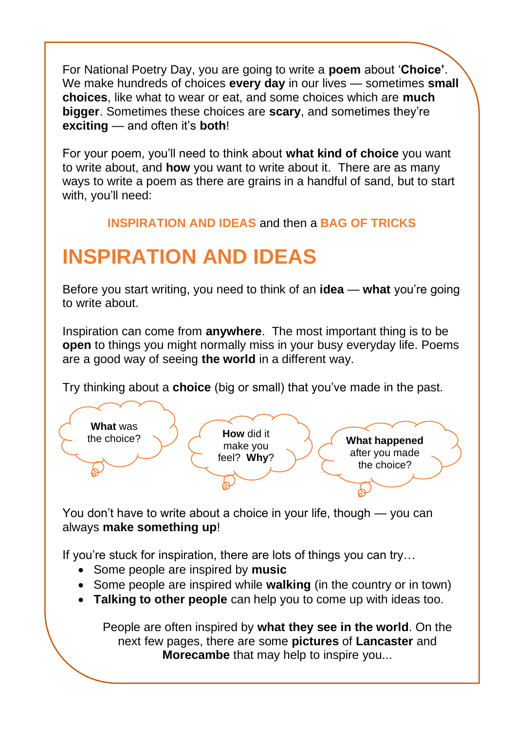For National Poetry Day, you are going to write a **poem** about '**Choice'**. We make hundreds of choices **every day** in our lives — sometimes **small choices**, like what to wear or eat, and some choices which are **much bigger**. Sometimes these choices are **scary**, and sometimes they're **exciting** — and often it's **both**!

For your poem, you'll need to think about **what kind of choice** you want to write about, and **how** you want to write about it. There are as many ways to write a poem as there are grains in a handful of sand, but to start with, you'll need:

**INSPIRATION AND IDEAS** and then a **BAG OF TRICKS**

# INSPIRATION AND IDEAS

Before you start writing, you need to think of an **idea** — **what** you're going to write about.

Inspiration can come from **anywhere**. The most important thing is to be **open** to things you might normally miss in your busy everyday life. Poems are a good way of seeing **the world** in a different way.

Try thinking about a **choice** (big or small) that you've made in the past.

**What** was the choice?

**How** did it make you feel? **Why**?

**What happened** after you made the choice?

You don't have to write about a choice in your life, though — you can always **make something up**!

If you're stuck for inspiration, there are lots of things you can try…

- Some people are inspired by **music**
- Some people are inspired while **walking** (in the country or in town)
- **Talking to other people** can help you to come up with ideas too.

People are often inspired by **what they see in the world**. On the next few pages, there are some **pictures** of **Lancaster** and **Morecambe** that may help to inspire you...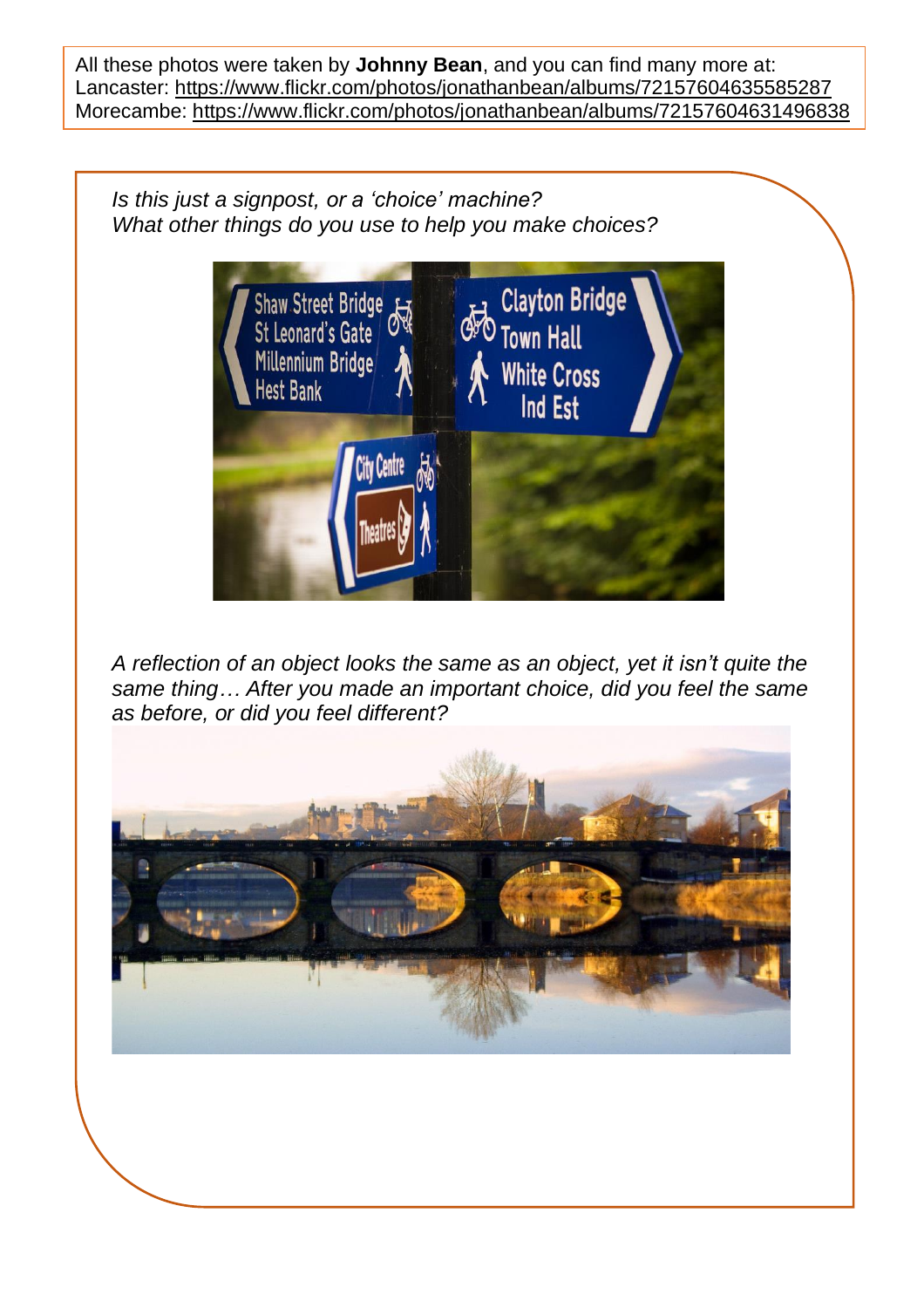All these photos were taken by **Johnny Bean**, and you can find many more at:
Lancaster: https://www.flickr.com/photos/jonathanbean/albums/72157604635585287
Morecambe: https://www.flickr.com/photos/jonathanbean/albums/72157604631496838

*Is this just a signpost, or a 'choice' machine?*
*What other things do you use to help you make choices?*

*A reflection of an object looks the same as an object, yet it isn't quite the same thing… After you made an important choice, did you feel the same as before, or did you feel different?*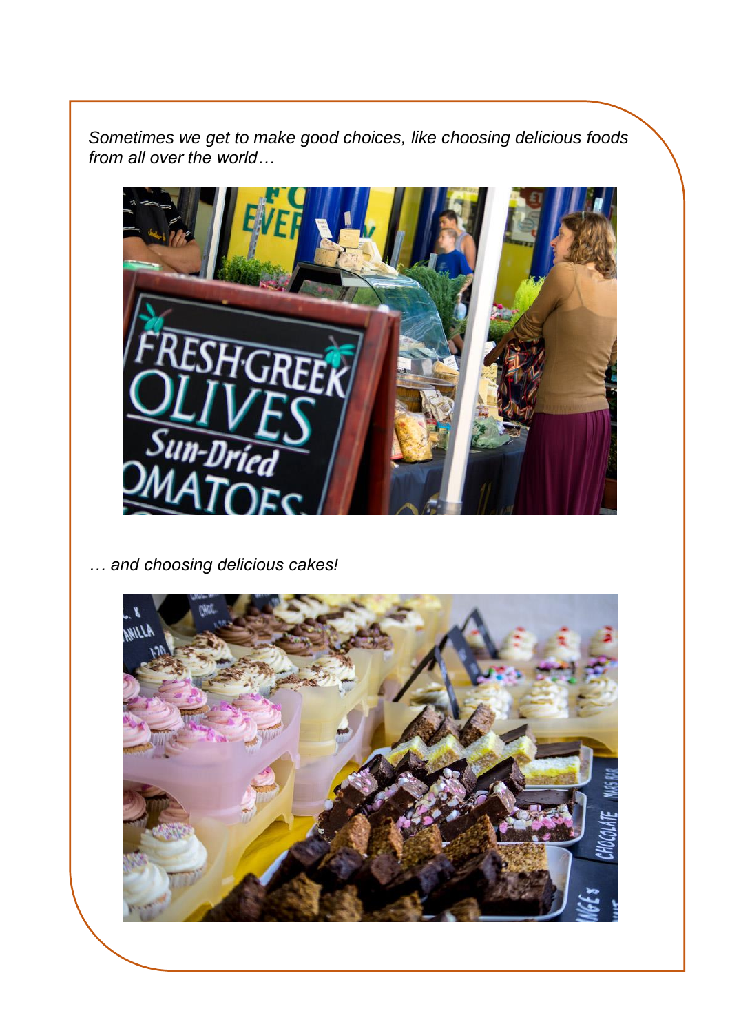*Sometimes we get to make good choices, like choosing delicious foods from all over the world…*

*… and choosing delicious cakes!*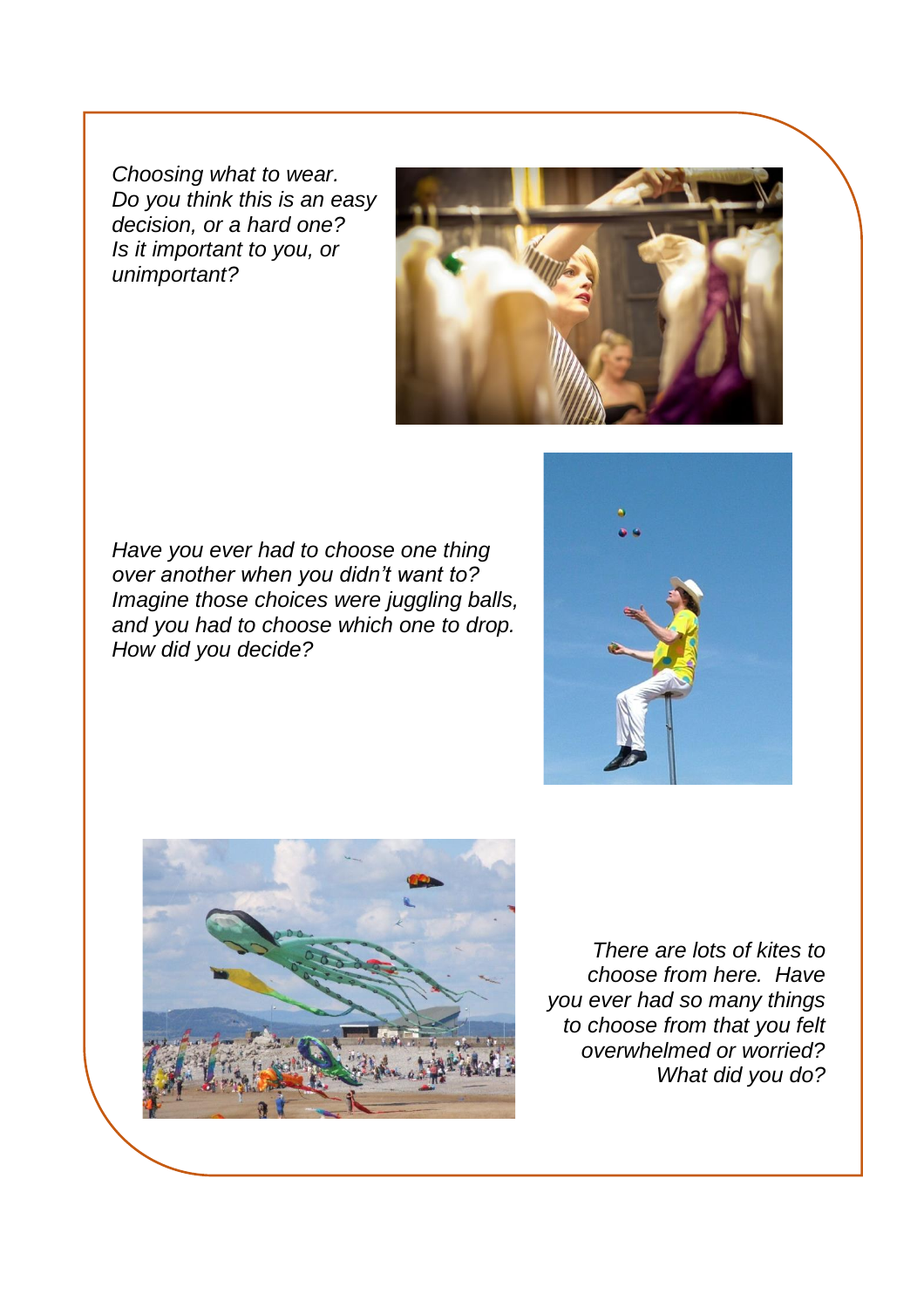*Choosing what to wear.*
*Do you think this is an easy decision, or a hard one?*
*Is it important to you, or unimportant?*

*Have you ever had to choose one thing over another when you didn't want to?*
*Imagine those choices were juggling balls, and you had to choose which one to drop.*
*How did you decide?*

*There are lots of kites to choose from here. Have you ever had so many things to choose from that you felt overwhelmed or worried?*
*What did you do?*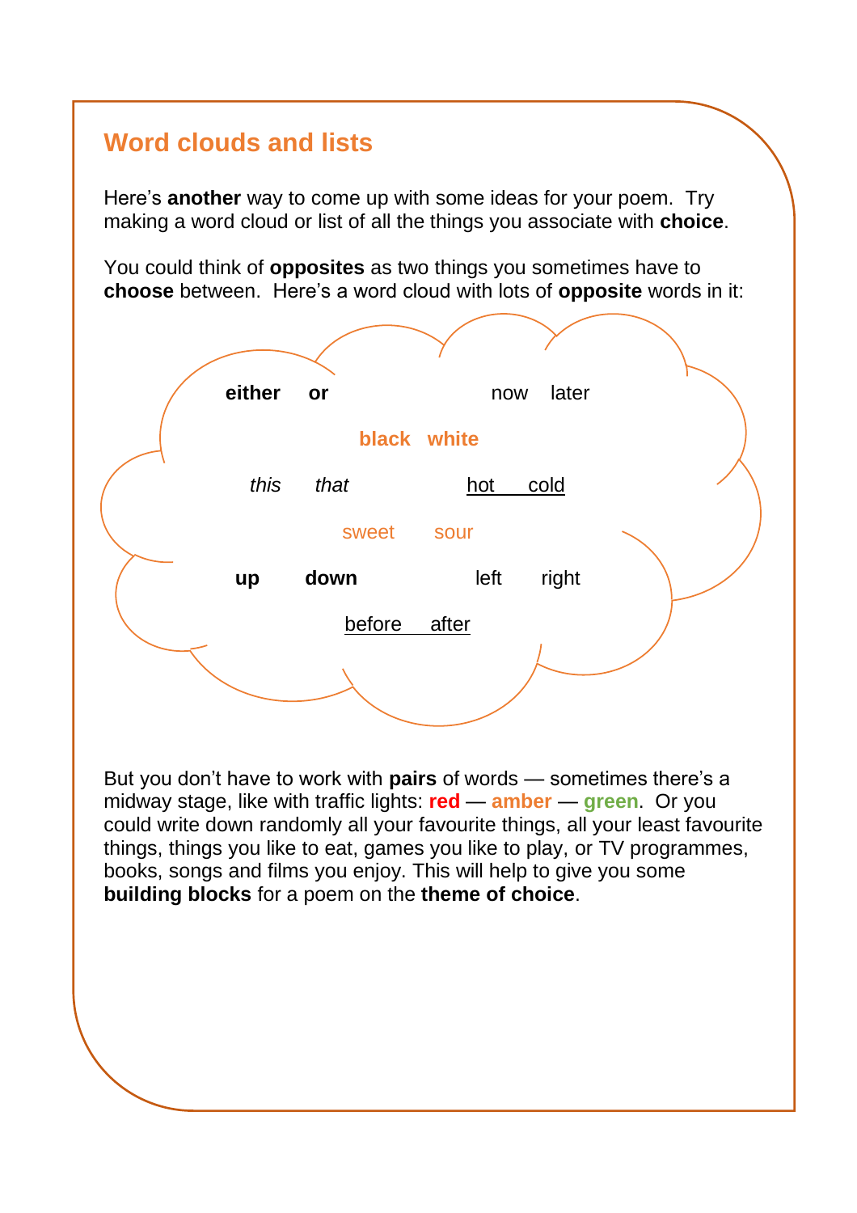## Word clouds and lists

Here's **another** way to come up with some ideas for your poem. Try making a word cloud or list of all the things you associate with **choice**.

You could think of **opposites** as two things you sometimes have to **choose** between. Here's a word cloud with lots of **opposite** words in it:

**either** **or** now later

**black** **white**

*this* *that* hot cold

sweet sour

**up** **down** left right

before after

But you don't have to work with **pairs** of words — sometimes there's a midway stage, like with traffic lights: **red** — **amber** — **green**. Or you could write down randomly all your favourite things, all your least favourite things, things you like to eat, games you like to play, or TV programmes, books, songs and films you enjoy. This will help to give you some **building blocks** for a poem on the **theme of choice**.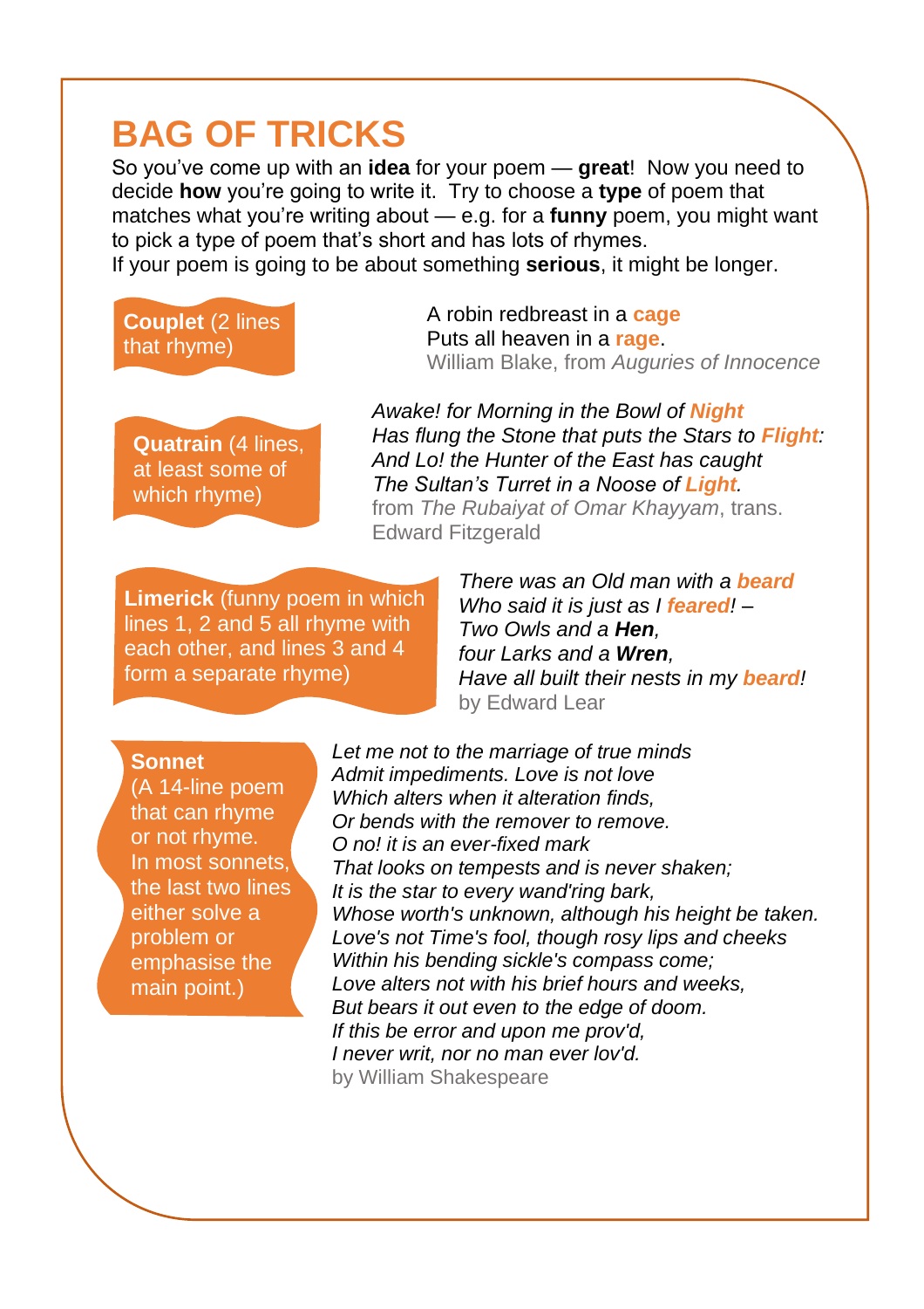# BAG OF TRICKS

So you've come up with an **idea** for your poem — **great**! Now you need to decide **how** you're going to write it. Try to choose a **type** of poem that matches what you're writing about — e.g. for a **funny** poem, you might want to pick a type of poem that's short and has lots of rhymes.
If your poem is going to be about something **serious**, it might be longer.

**Couplet** (2 lines that rhyme)

A robin redbreast in a **cage**
Puts all heaven in a **rage**.
William Blake, from *Auguries of Innocence*

**Quatrain** (4 lines, at least some of which rhyme)

*Awake! for Morning in the Bowl of **Night***
*Has flung the Stone that puts the Stars to **Flight**:*
*And Lo! the Hunter of the East has caught*
*The Sultan's Turret in a Noose of **Light**.*
from *The Rubaiyat of Omar Khayyam*, trans. Edward Fitzgerald

**Limerick** (funny poem in which lines 1, 2 and 5 all rhyme with each other, and lines 3 and 4 form a separate rhyme)

*There was an Old man with a **beard***
*Who said it is just as I **feared**! –*
*Two Owls and a **Hen**,*
*four Larks and a **Wren**,*
*Have all built their nests in my **beard**!*
by Edward Lear

**Sonnet**
(A 14-line poem that can rhyme or not rhyme. In most sonnets, the last two lines either solve a problem or emphasise the main point.)

*Let me not to the marriage of true minds*
*Admit impediments. Love is not love*
*Which alters when it alteration finds,*
*Or bends with the remover to remove.*
*O no! it is an ever-fixed mark*
*That looks on tempests and is never shaken;*
*It is the star to every wand'ring bark,*
*Whose worth's unknown, although his height be taken.*
*Love's not Time's fool, though rosy lips and cheeks*
*Within his bending sickle's compass come;*
*Love alters not with his brief hours and weeks,*
*But bears it out even to the edge of doom.*
*If this be error and upon me prov'd,*
*I never writ, nor no man ever lov'd.*
by William Shakespeare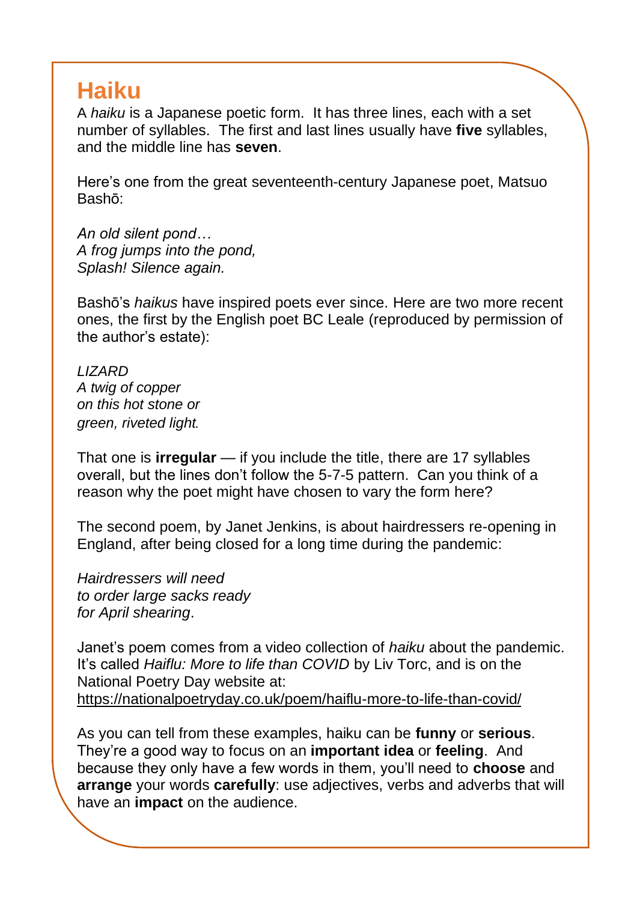# Haiku

A *haiku* is a Japanese poetic form. It has three lines, each with a set number of syllables. The first and last lines usually have **five** syllables, and the middle line has **seven**.

Here's one from the great seventeenth-century Japanese poet, Matsuo Bashō:

*An old silent pond…*  
*A frog jumps into the pond,*  
*Splash! Silence again.*

Bashō's *haikus* have inspired poets ever since. Here are two more recent ones, the first by the English poet BC Leale (reproduced by permission of the author's estate):

*LIZARD*  
*A twig of copper*  
*on this hot stone or*  
*green, riveted light.*

That one is **irregular** — if you include the title, there are 17 syllables overall, but the lines don't follow the 5-7-5 pattern. Can you think of a reason why the poet might have chosen to vary the form here?

The second poem, by Janet Jenkins, is about hairdressers re-opening in England, after being closed for a long time during the pandemic:

*Hairdressers will need*  
*to order large sacks ready*  
*for April shearing*.

Janet's poem comes from a video collection of *haiku* about the pandemic. It's called *Haiflu: More to life than COVID* by Liv Torc, and is on the National Poetry Day website at:
https://nationalpoetryday.co.uk/poem/haiflu-more-to-life-than-covid/

As you can tell from these examples, haiku can be **funny** or **serious**. They're a good way to focus on an **important idea** or **feeling**. And because they only have a few words in them, you'll need to **choose** and **arrange** your words **carefully**: use adjectives, verbs and adverbs that will have an **impact** on the audience.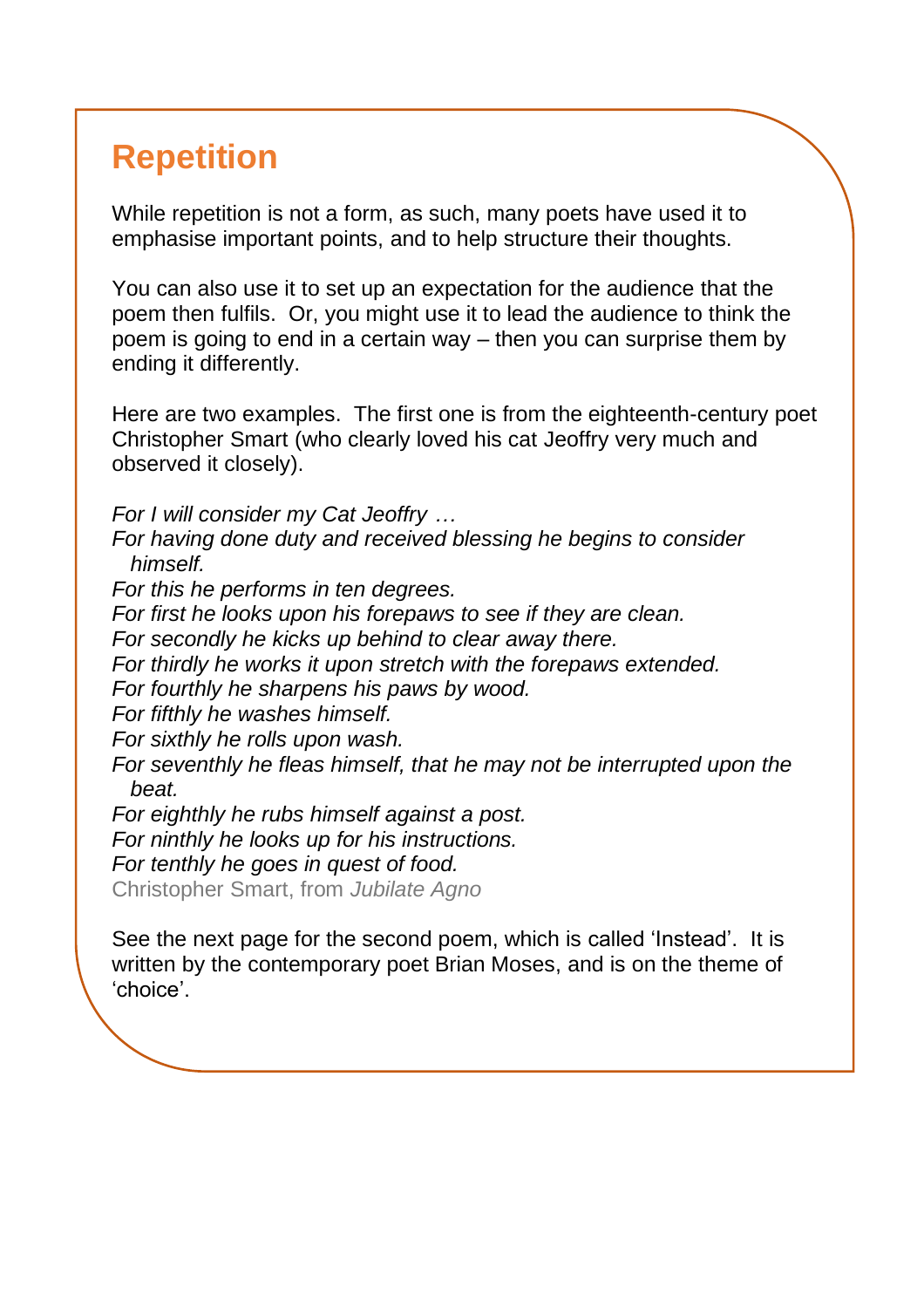## Repetition

While repetition is not a form, as such, many poets have used it to emphasise important points, and to help structure their thoughts.

You can also use it to set up an expectation for the audience that the poem then fulfils. Or, you might use it to lead the audience to think the poem is going to end in a certain way – then you can surprise them by ending it differently.

Here are two examples. The first one is from the eighteenth-century poet Christopher Smart (who clearly loved his cat Jeoffry very much and observed it closely).

*For I will consider my Cat Jeoffry …*
*For having done duty and received blessing he begins to consider himself.*
*For this he performs in ten degrees.*
*For first he looks upon his forepaws to see if they are clean.*
*For secondly he kicks up behind to clear away there.*
*For thirdly he works it upon stretch with the forepaws extended.*
*For fourthly he sharpens his paws by wood.*
*For fifthly he washes himself.*
*For sixthly he rolls upon wash.*
*For seventhly he fleas himself, that he may not be interrupted upon the beat.*
*For eighthly he rubs himself against a post.*
*For ninthly he looks up for his instructions.*
*For tenthly he goes in quest of food.*
Christopher Smart, from *Jubilate Agno*

See the next page for the second poem, which is called 'Instead'. It is written by the contemporary poet Brian Moses, and is on the theme of 'choice'.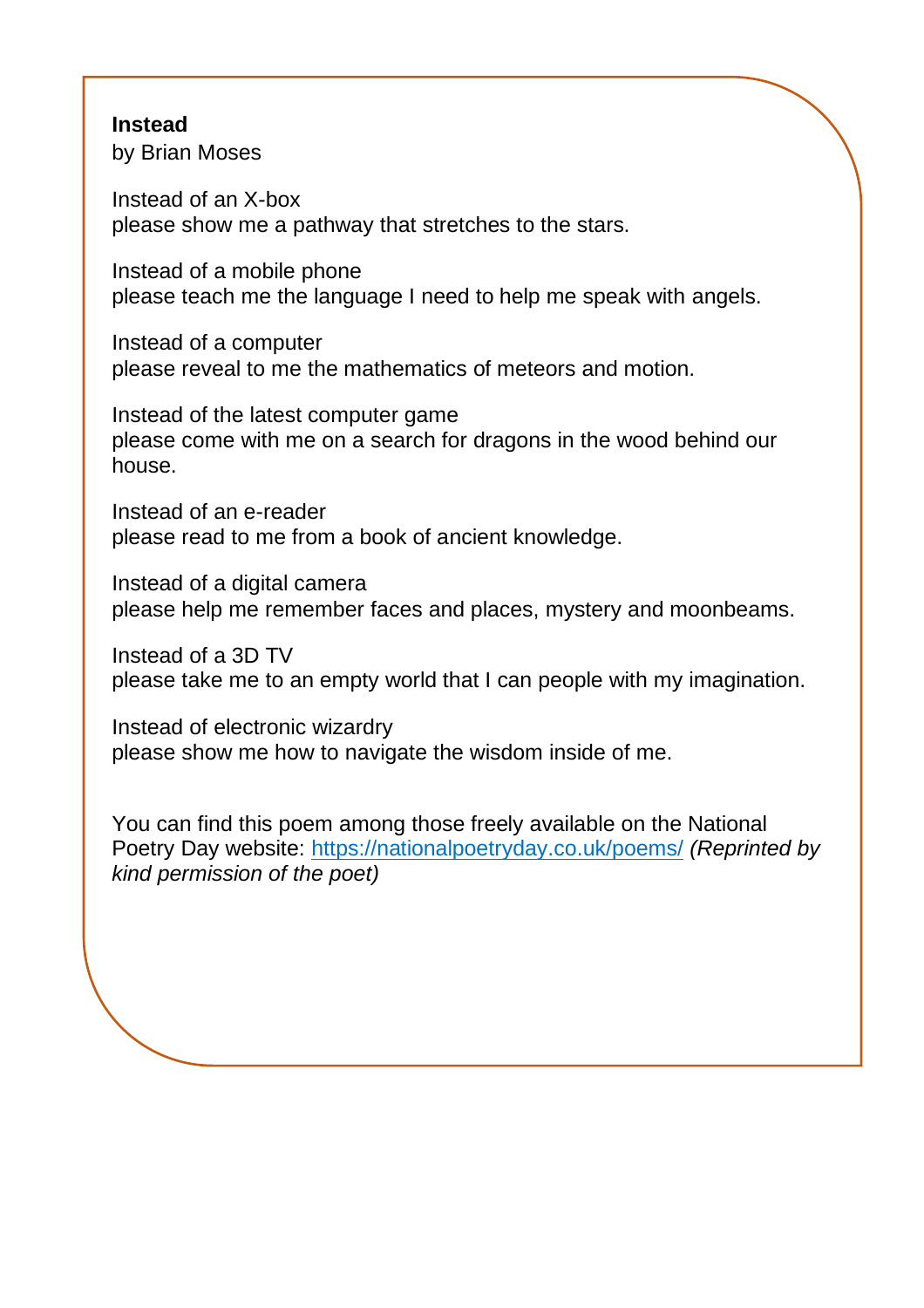**Instead**
by Brian Moses

Instead of an X-box
please show me a pathway that stretches to the stars.

Instead of a mobile phone
please teach me the language I need to help me speak with angels.

Instead of a computer
please reveal to me the mathematics of meteors and motion.

Instead of the latest computer game
please come with me on a search for dragons in the wood behind our house.

Instead of an e-reader
please read to me from a book of ancient knowledge.

Instead of a digital camera
please help me remember faces and places, mystery and moonbeams.

Instead of a 3D TV
please take me to an empty world that I can people with my imagination.

Instead of electronic wizardry
please show me how to navigate the wisdom inside of me.

You can find this poem among those freely available on the National Poetry Day website: [https://nationalpoetryday.co.uk/poems/](https://nationalpoetryday.co.uk/poems/) *(Reprinted by kind permission of the poet)*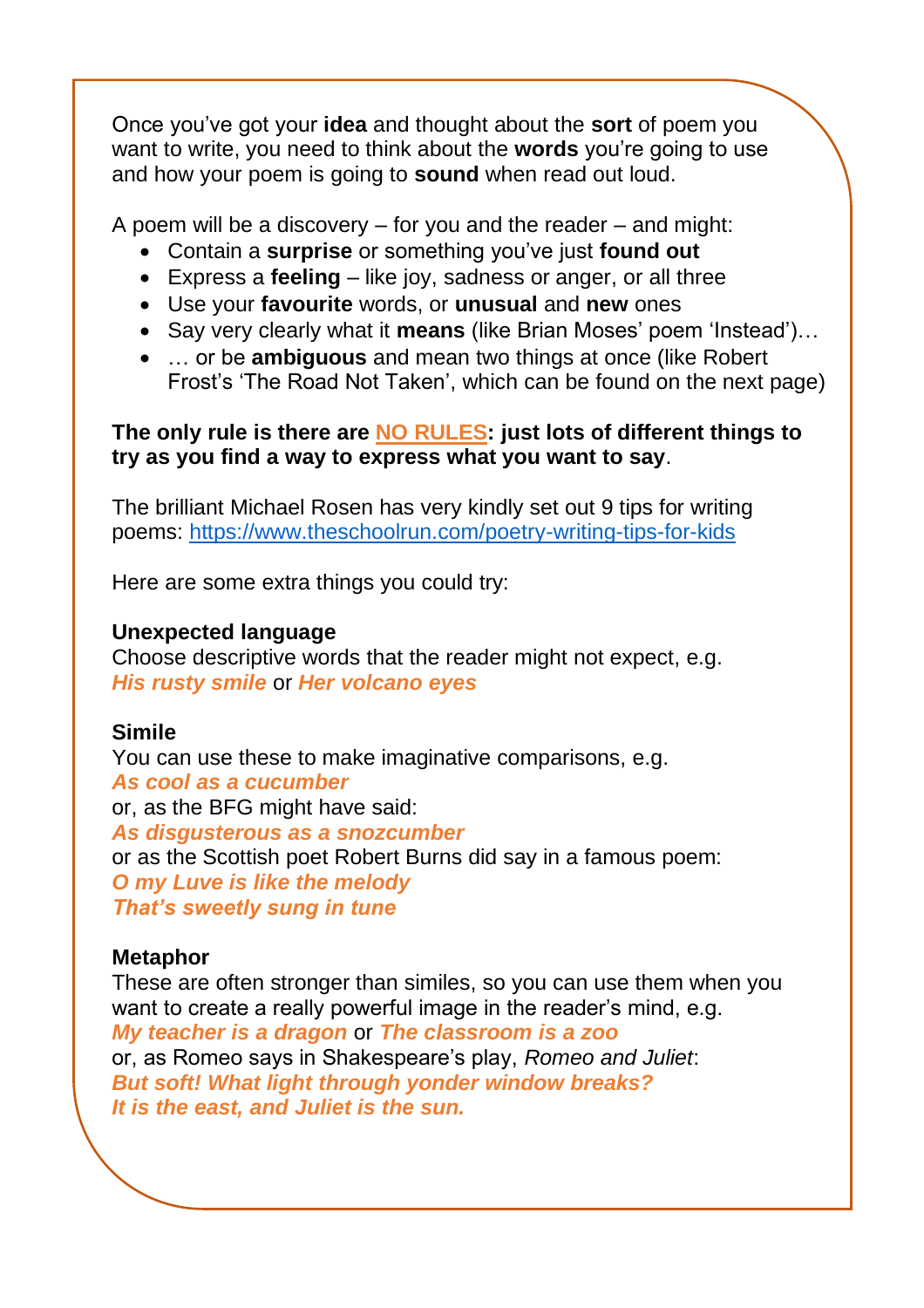Once you've got your **idea** and thought about the **sort** of poem you want to write, you need to think about the **words** you're going to use and how your poem is going to **sound** when read out loud.

A poem will be a discovery – for you and the reader – and might:

- Contain a **surprise** or something you've just **found out**
- Express a **feeling** – like joy, sadness or anger, or all three
- Use your **favourite** words, or **unusual** and **new** ones
- Say very clearly what it **means** (like Brian Moses' poem 'Instead')…
- … or be **ambiguous** and mean two things at once (like Robert Frost's 'The Road Not Taken', which can be found on the next page)

**The only rule is there are NO RULES: just lots of different things to try as you find a way to express what you want to say**.

The brilliant Michael Rosen has very kindly set out 9 tips for writing poems: https://www.theschoolrun.com/poetry-writing-tips-for-kids

Here are some extra things you could try:

**Unexpected language**
Choose descriptive words that the reader might not expect, e.g.
***His rusty smile*** or ***Her volcano eyes***

**Simile**
You can use these to make imaginative comparisons, e.g.
***As cool as a cucumber***
or, as the BFG might have said:
***As disgusterous as a snozcumber***
or as the Scottish poet Robert Burns did say in a famous poem:
***O my Luve is like the melody***
***That's sweetly sung in tune***

**Metaphor**
These are often stronger than similes, so you can use them when you want to create a really powerful image in the reader's mind, e.g.
***My teacher is a dragon*** or ***The classroom is a zoo***
or, as Romeo says in Shakespeare's play, *Romeo and Juliet*:
***But soft! What light through yonder window breaks?***
***It is the east, and Juliet is the sun.***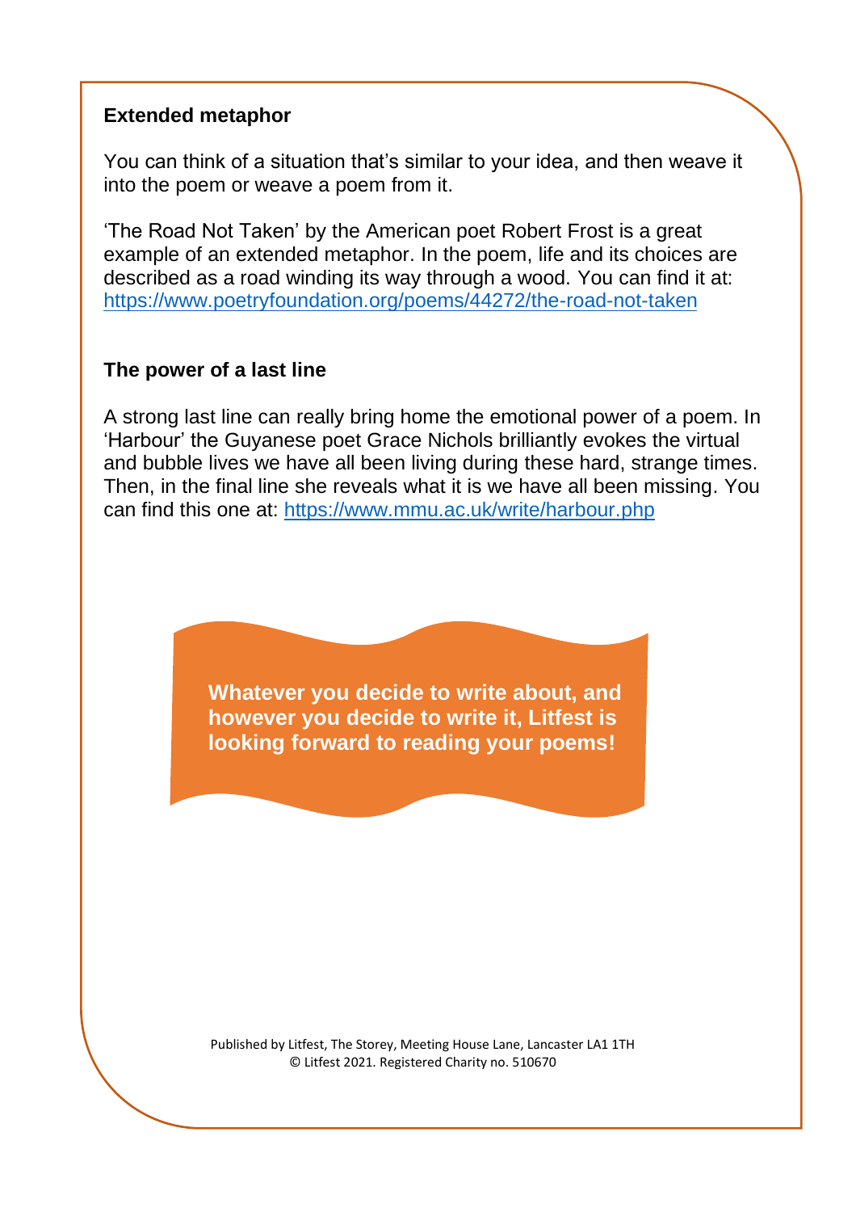## Extended metaphor

You can think of a situation that's similar to your idea, and then weave it into the poem or weave a poem from it.

'The Road Not Taken' by the American poet Robert Frost is a great example of an extended metaphor. In the poem, life and its choices are described as a road winding its way through a wood. You can find it at: https://www.poetryfoundation.org/poems/44272/the-road-not-taken

## The power of a last line

A strong last line can really bring home the emotional power of a poem. In 'Harbour' the Guyanese poet Grace Nichols brilliantly evokes the virtual and bubble lives we have all been living during these hard, strange times. Then, in the final line she reveals what it is we have all been missing. You can find this one at: https://www.mmu.ac.uk/write/harbour.php

**Whatever you decide to write about, and however you decide to write it, Litfest is looking forward to reading your poems!**

Published by Litfest, The Storey, Meeting House Lane, Lancaster LA1 1TH
© Litfest 2021. Registered Charity no. 510670